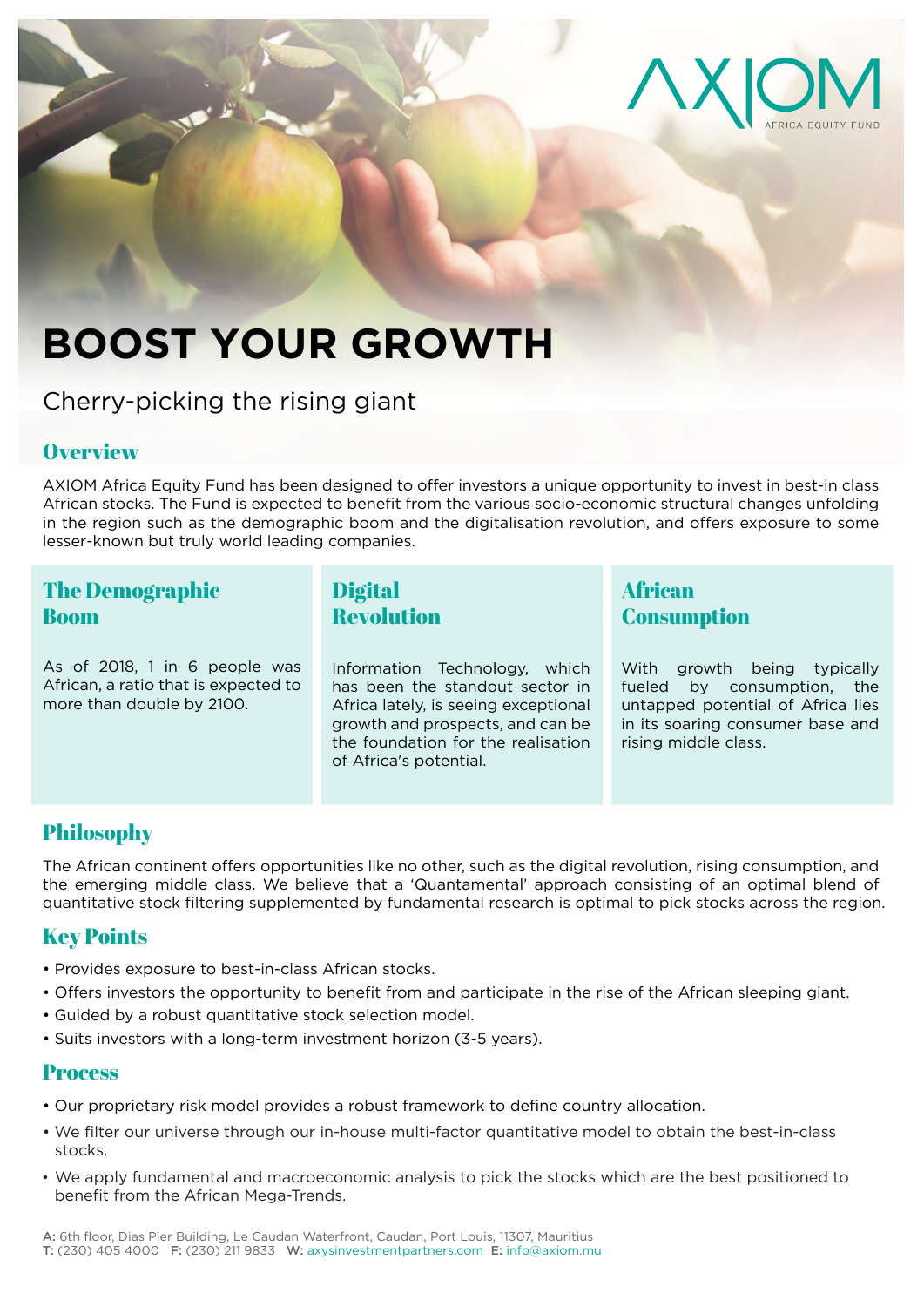AXIOM
AFRICA EQUITY FUND

# BOOST YOUR GROWTH

Cherry-picking the rising giant

## Overview

AXIOM Africa Equity Fund has been designed to offer investors a unique opportunity to invest in best-in class African stocks. The Fund is expected to benefit from the various socio-economic structural changes unfolding in the region such as the demographic boom and the digitalisation revolution, and offers exposure to some lesser-known but truly world leading companies.

### The Demographic Boom

As of 2018, 1 in 6 people was African, a ratio that is expected to more than double by 2100.

### Digital Revolution

Information Technology, which has been the standout sector in Africa lately, is seeing exceptional growth and prospects, and can be the foundation for the realisation of Africa's potential.

### African Consumption

With growth being typically fueled by consumption, the untapped potential of Africa lies in its soaring consumer base and rising middle class.

## Philosophy

The African continent offers opportunities like no other, such as the digital revolution, rising consumption, and the emerging middle class. We believe that a 'Quantamental' approach consisting of an optimal blend of quantitative stock filtering supplemented by fundamental research is optimal to pick stocks across the region.

## Key Points

- Provides exposure to best-in-class African stocks.
- Offers investors the opportunity to benefit from and participate in the rise of the African sleeping giant.
- Guided by a robust quantitative stock selection model.
- Suits investors with a long-term investment horizon (3-5 years).

## Process

- Our proprietary risk model provides a robust framework to define country allocation.
- We filter our universe through our in-house multi-factor quantitative model to obtain the best-in-class stocks.
- We apply fundamental and macroeconomic analysis to pick the stocks which are the best positioned to benefit from the African Mega-Trends.

**A:** 6th floor, Dias Pier Building, Le Caudan Waterfront, Caudan, Port Louis, 11307, Mauritius
**T:** (230) 405 4000 **F:** (230) 211 9833 **W:** axysinvestmentpartners.com **E:** info@axiom.mu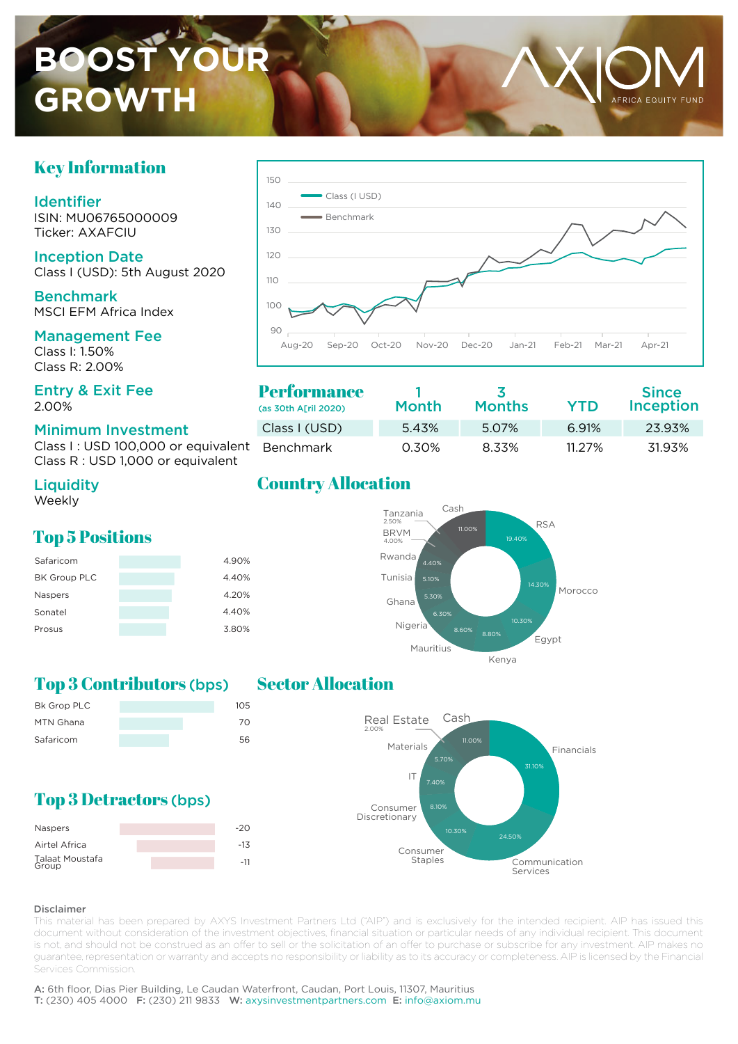# BOOST YOUR GROWTH

AXIOM
AFRICA EQUITY FUND

## Key Information

### Identifier
ISIN: MU06765000009
Ticker: AXAFCIU

### Inception Date
Class I (USD): 5th August 2020

### Benchmark
MSCI EFM Africa Index

### Management Fee
Class I: 1.50%
Class R: 2.00%

### Entry & Exit Fee
2.00%

### Minimum Investment
Class I : USD 100,000 or equivalent
Class R : USD 1,000 or equivalent

### Liquidity
Weekly

150
140
130
120
110
100
90
Class (I USD)
Benchmark
Aug-20 Sep-20 Oct-20 Nov-20 Dec-20 Jan-21 Feb-21 Mar-21 Apr-21

## Performance

(as 30th A[ril 2020)

| | 1 Month | 3 Months | YTD | Since Inception |
|---|---|---|---|---|
| Class I (USD) | 5.43% | 5.07% | 6.91% | 23.93% |
| Benchmark | 0.30% | 8.33% | 11.27% | 31.93% |

## Top 5 Positions

Safaricom 4.90%
BK Group PLC 4.40%
Naspers 4.20%
Sonatel 4.40%
Prosus 3.80%

## Country Allocation

Cash 11.00%
RSA 19.40%
Morocco 14.30%
Egypt 10.30%
Kenya 8.80%
Mauritius 8.60%
Nigeria 6.30%
Ghana 5.30%
Tunisia 5.10%
Rwanda 4.40%
BRVM 4.00%
Tanzania 2.50%

## Top 3 Contributors (bps)

Bk Grop PLC 105
MTN Ghana 70
Safaricom 56

## Sector Allocation

Cash 11.00%
Financials 31.10%
Communication Services 24.50%
Consumer Staples 10.30%
Consumer Discretionary 8.10%
IT 7.40%
Materials 5.70%
Real Estate 2.00%

## Top 3 Detractors (bps)

Naspers -20
Airtel Africa -13
Talaat Moustafa Group -11

### Disclaimer

This material has been prepared by AXYS Investment Partners Ltd ("AIP") and is exclusively for the intended recipient. AIP has issued this document without consideration of the investment objectives, financial situation or particular needs of any individual recipient. This document is not, and should not be construed as an offer to sell or the solicitation of an offer to purchase or subscribe for any investment. AIP makes no guarantee, representation or warranty and accepts no responsibility or liability as to its accuracy or completeness. AIP is licensed by the Financial Services Commission.

**A:** 6th floor, Dias Pier Building, Le Caudan Waterfront, Caudan, Port Louis, 11307, Mauritius
**T:** (230) 405 4000 **F:** (230) 211 9833 **W:** axysinvestmentpartners.com **E:** info@axiom.mu